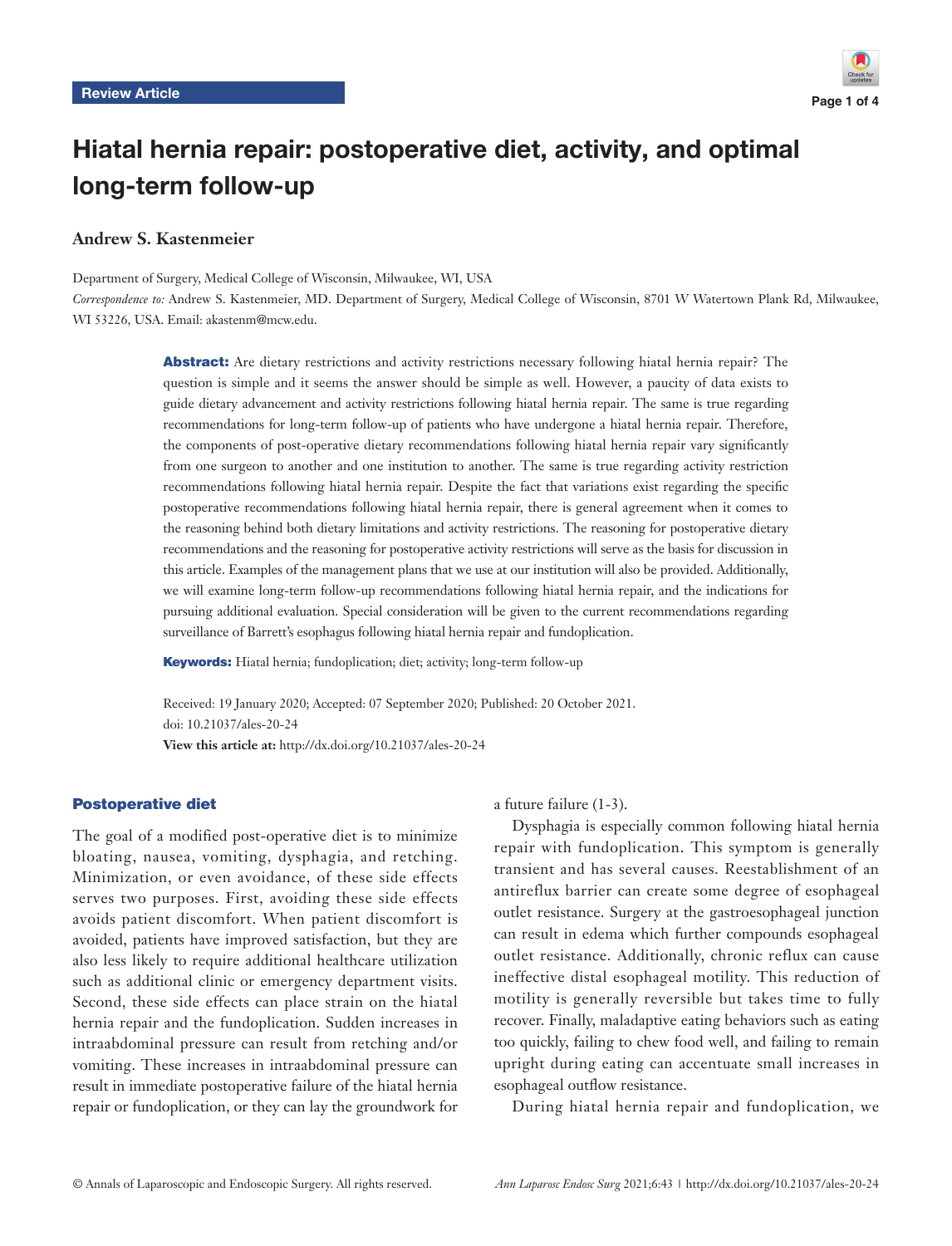Review Article

# Hiatal hernia repair: postoperative diet, activity, and optimal long-term follow-up

**Andrew S. Kastenmeier**

Department of Surgery, Medical College of Wisconsin, Milwaukee, WI, USA

*Correspondence to:* Andrew S. Kastenmeier, MD. Department of Surgery, Medical College of Wisconsin, 8701 W Watertown Plank Rd, Milwaukee, WI 53226, USA. Email: akastenm@mcw.edu.

**Abstract:** Are dietary restrictions and activity restrictions necessary following hiatal hernia repair? The question is simple and it seems the answer should be simple as well. However, a paucity of data exists to guide dietary advancement and activity restrictions following hiatal hernia repair. The same is true regarding recommendations for long-term follow-up of patients who have undergone a hiatal hernia repair. Therefore, the components of post-operative dietary recommendations following hiatal hernia repair vary significantly from one surgeon to another and one institution to another. The same is true regarding activity restriction recommendations following hiatal hernia repair. Despite the fact that variations exist regarding the specific postoperative recommendations following hiatal hernia repair, there is general agreement when it comes to the reasoning behind both dietary limitations and activity restrictions. The reasoning for postoperative dietary recommendations and the reasoning for postoperative activity restrictions will serve as the basis for discussion in this article. Examples of the management plans that we use at our institution will also be provided. Additionally, we will examine long-term follow-up recommendations following hiatal hernia repair, and the indications for pursuing additional evaluation. Special consideration will be given to the current recommendations regarding surveillance of Barrett's esophagus following hiatal hernia repair and fundoplication.

**Keywords:** Hiatal hernia; fundoplication; diet; activity; long-term follow-up

Received: 19 January 2020; Accepted: 07 September 2020; Published: 20 October 2021.
doi: 10.21037/ales-20-24
**View this article at:** http://dx.doi.org/10.21037/ales-20-24

## Postoperative diet

The goal of a modified post-operative diet is to minimize bloating, nausea, vomiting, dysphagia, and retching. Minimization, or even avoidance, of these side effects serves two purposes. First, avoiding these side effects avoids patient discomfort. When patient discomfort is avoided, patients have improved satisfaction, but they are also less likely to require additional healthcare utilization such as additional clinic or emergency department visits. Second, these side effects can place strain on the hiatal hernia repair and the fundoplication. Sudden increases in intraabdominal pressure can result from retching and/or vomiting. These increases in intraabdominal pressure can result in immediate postoperative failure of the hiatal hernia repair or fundoplication, or they can lay the groundwork for a future failure (1-3).

Dysphagia is especially common following hiatal hernia repair with fundoplication. This symptom is generally transient and has several causes. Reestablishment of an antireflux barrier can create some degree of esophageal outlet resistance. Surgery at the gastroesophageal junction can result in edema which further compounds esophageal outlet resistance. Additionally, chronic reflux can cause ineffective distal esophageal motility. This reduction of motility is generally reversible but takes time to fully recover. Finally, maladaptive eating behaviors such as eating too quickly, failing to chew food well, and failing to remain upright during eating can accentuate small increases in esophageal outflow resistance.

During hiatal hernia repair and fundoplication, we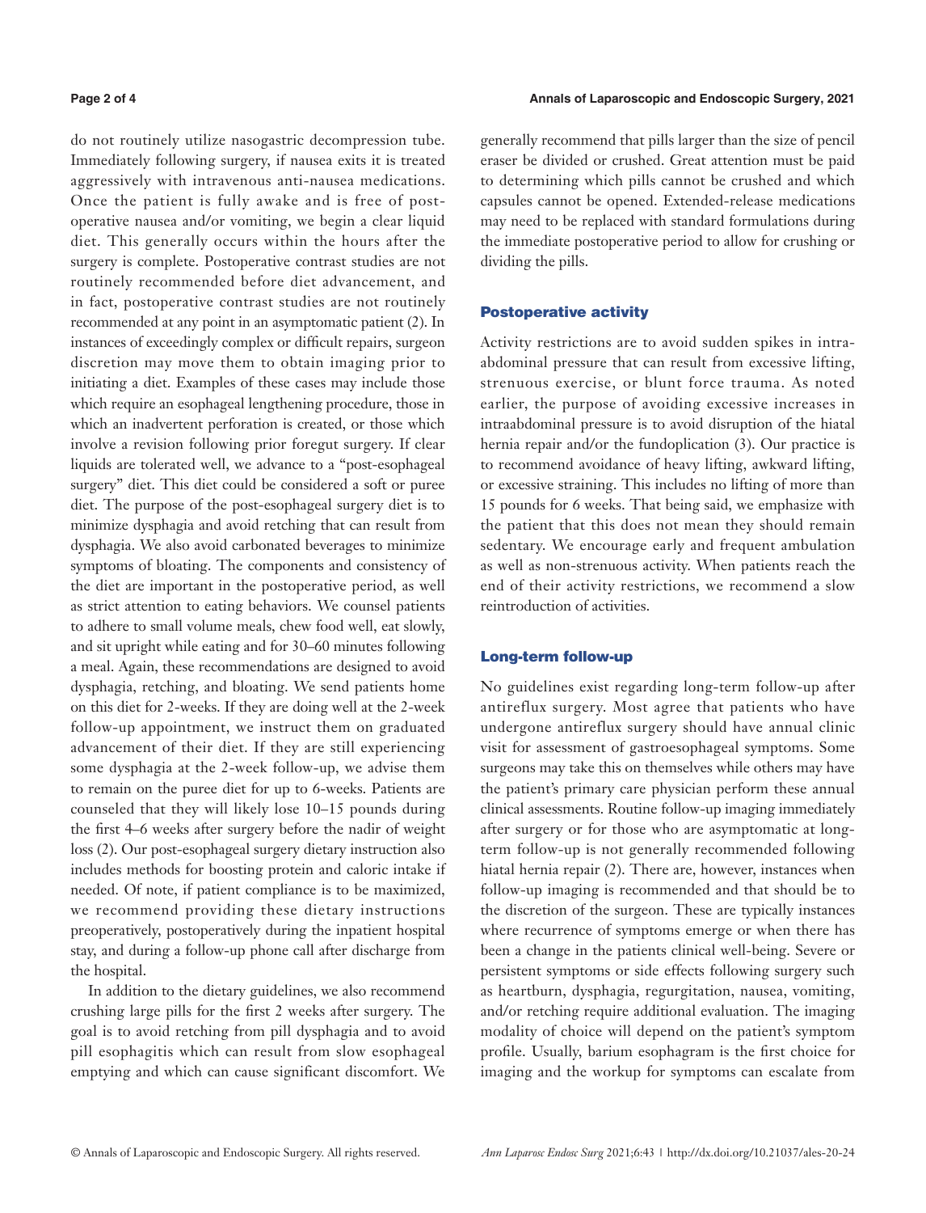do not routinely utilize nasogastric decompression tube. Immediately following surgery, if nausea exits it is treated aggressively with intravenous anti-nausea medications. Once the patient is fully awake and is free of post-operative nausea and/or vomiting, we begin a clear liquid diet. This generally occurs within the hours after the surgery is complete. Postoperative contrast studies are not routinely recommended before diet advancement, and in fact, postoperative contrast studies are not routinely recommended at any point in an asymptomatic patient (2). In instances of exceedingly complex or difficult repairs, surgeon discretion may move them to obtain imaging prior to initiating a diet. Examples of these cases may include those which require an esophageal lengthening procedure, those in which an inadvertent perforation is created, or those which involve a revision following prior foregut surgery. If clear liquids are tolerated well, we advance to a "post-esophageal surgery" diet. This diet could be considered a soft or puree diet. The purpose of the post-esophageal surgery diet is to minimize dysphagia and avoid retching that can result from dysphagia. We also avoid carbonated beverages to minimize symptoms of bloating. The components and consistency of the diet are important in the postoperative period, as well as strict attention to eating behaviors. We counsel patients to adhere to small volume meals, chew food well, eat slowly, and sit upright while eating and for 30–60 minutes following a meal. Again, these recommendations are designed to avoid dysphagia, retching, and bloating. We send patients home on this diet for 2-weeks. If they are doing well at the 2-week follow-up appointment, we instruct them on graduated advancement of their diet. If they are still experiencing some dysphagia at the 2-week follow-up, we advise them to remain on the puree diet for up to 6-weeks. Patients are counseled that they will likely lose 10–15 pounds during the first 4–6 weeks after surgery before the nadir of weight loss (2). Our post-esophageal surgery dietary instruction also includes methods for boosting protein and caloric intake if needed. Of note, if patient compliance is to be maximized, we recommend providing these dietary instructions preoperatively, postoperatively during the inpatient hospital stay, and during a follow-up phone call after discharge from the hospital.

In addition to the dietary guidelines, we also recommend crushing large pills for the first 2 weeks after surgery. The goal is to avoid retching from pill dysphagia and to avoid pill esophagitis which can result from slow esophageal emptying and which can cause significant discomfort. We generally recommend that pills larger than the size of pencil eraser be divided or crushed. Great attention must be paid to determining which pills cannot be crushed and which capsules cannot be opened. Extended-release medications may need to be replaced with standard formulations during the immediate postoperative period to allow for crushing or dividing the pills.

## Postoperative activity

Activity restrictions are to avoid sudden spikes in intra-abdominal pressure that can result from excessive lifting, strenuous exercise, or blunt force trauma. As noted earlier, the purpose of avoiding excessive increases in intraabdominal pressure is to avoid disruption of the hiatal hernia repair and/or the fundoplication (3). Our practice is to recommend avoidance of heavy lifting, awkward lifting, or excessive straining. This includes no lifting of more than 15 pounds for 6 weeks. That being said, we emphasize with the patient that this does not mean they should remain sedentary. We encourage early and frequent ambulation as well as non-strenuous activity. When patients reach the end of their activity restrictions, we recommend a slow reintroduction of activities.

## Long-term follow-up

No guidelines exist regarding long-term follow-up after antireflux surgery. Most agree that patients who have undergone antireflux surgery should have annual clinic visit for assessment of gastroesophageal symptoms. Some surgeons may take this on themselves while others may have the patient's primary care physician perform these annual clinical assessments. Routine follow-up imaging immediately after surgery or for those who are asymptomatic at long-term follow-up is not generally recommended following hiatal hernia repair (2). There are, however, instances when follow-up imaging is recommended and that should be to the discretion of the surgeon. These are typically instances where recurrence of symptoms emerge or when there has been a change in the patients clinical well-being. Severe or persistent symptoms or side effects following surgery such as heartburn, dysphagia, regurgitation, nausea, vomiting, and/or retching require additional evaluation. The imaging modality of choice will depend on the patient's symptom profile. Usually, barium esophagram is the first choice for imaging and the workup for symptoms can escalate from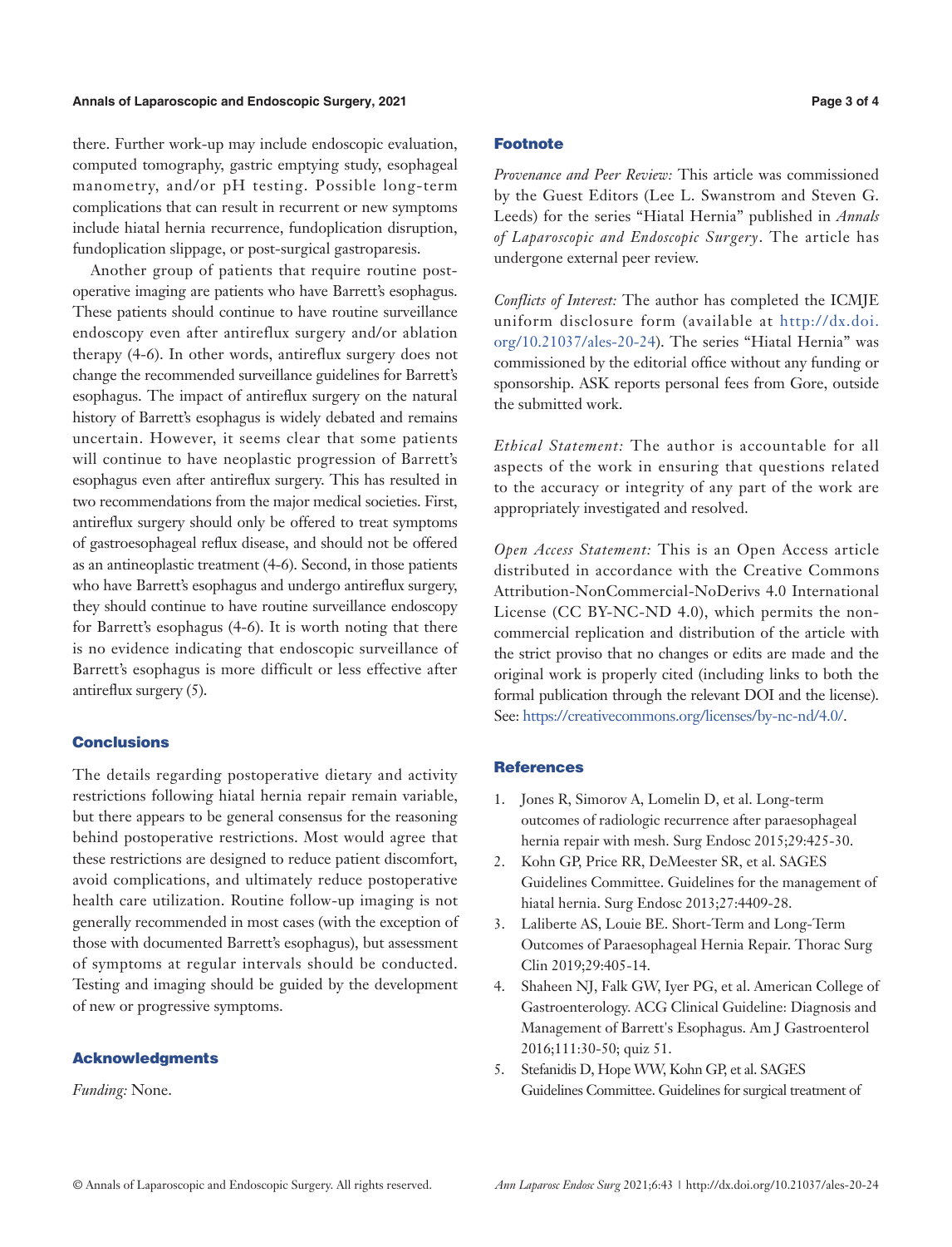there. Further work-up may include endoscopic evaluation, computed tomography, gastric emptying study, esophageal manometry, and/or pH testing. Possible long-term complications that can result in recurrent or new symptoms include hiatal hernia recurrence, fundoplication disruption, fundoplication slippage, or post-surgical gastroparesis.

Another group of patients that require routine post-operative imaging are patients who have Barrett's esophagus. These patients should continue to have routine surveillance endoscopy even after antireflux surgery and/or ablation therapy (4-6). In other words, antireflux surgery does not change the recommended surveillance guidelines for Barrett's esophagus. The impact of antireflux surgery on the natural history of Barrett's esophagus is widely debated and remains uncertain. However, it seems clear that some patients will continue to have neoplastic progression of Barrett's esophagus even after antireflux surgery. This has resulted in two recommendations from the major medical societies. First, antireflux surgery should only be offered to treat symptoms of gastroesophageal reflux disease, and should not be offered as an antineoplastic treatment (4-6). Second, in those patients who have Barrett's esophagus and undergo antireflux surgery, they should continue to have routine surveillance endoscopy for Barrett's esophagus (4-6). It is worth noting that there is no evidence indicating that endoscopic surveillance of Barrett's esophagus is more difficult or less effective after antireflux surgery (5).

## Conclusions

The details regarding postoperative dietary and activity restrictions following hiatal hernia repair remain variable, but there appears to be general consensus for the reasoning behind postoperative restrictions. Most would agree that these restrictions are designed to reduce patient discomfort, avoid complications, and ultimately reduce postoperative health care utilization. Routine follow-up imaging is not generally recommended in most cases (with the exception of those with documented Barrett's esophagus), but assessment of symptoms at regular intervals should be conducted. Testing and imaging should be guided by the development of new or progressive symptoms.

## Acknowledgments

*Funding:* None.

## Footnote

*Provenance and Peer Review:* This article was commissioned by the Guest Editors (Lee L. Swanstrom and Steven G. Leeds) for the series "Hiatal Hernia" published in *Annals of Laparoscopic and Endoscopic Surgery*. The article has undergone external peer review.

*Conflicts of Interest:* The author has completed the ICMJE uniform disclosure form (available at http://dx.doi.org/10.21037/ales-20-24). The series "Hiatal Hernia" was commissioned by the editorial office without any funding or sponsorship. ASK reports personal fees from Gore, outside the submitted work.

*Ethical Statement:* The author is accountable for all aspects of the work in ensuring that questions related to the accuracy or integrity of any part of the work are appropriately investigated and resolved.

*Open Access Statement:* This is an Open Access article distributed in accordance with the Creative Commons Attribution-NonCommercial-NoDerivs 4.0 International License (CC BY-NC-ND 4.0), which permits the non-commercial replication and distribution of the article with the strict proviso that no changes or edits are made and the original work is properly cited (including links to both the formal publication through the relevant DOI and the license). See: https://creativecommons.org/licenses/by-nc-nd/4.0/.

## References

1. Jones R, Simorov A, Lomelin D, et al. Long-term outcomes of radiologic recurrence after paraesophageal hernia repair with mesh. Surg Endosc 2015;29:425-30.
2. Kohn GP, Price RR, DeMeester SR, et al. SAGES Guidelines Committee. Guidelines for the management of hiatal hernia. Surg Endosc 2013;27:4409-28.
3. Laliberte AS, Louie BE. Short-Term and Long-Term Outcomes of Paraesophageal Hernia Repair. Thorac Surg Clin 2019;29:405-14.
4. Shaheen NJ, Falk GW, Iyer PG, et al. American College of Gastroenterology. ACG Clinical Guideline: Diagnosis and Management of Barrett's Esophagus. Am J Gastroenterol 2016;111:30-50; quiz 51.
5. Stefanidis D, Hope WW, Kohn GP, et al. SAGES Guidelines Committee. Guidelines for surgical treatment of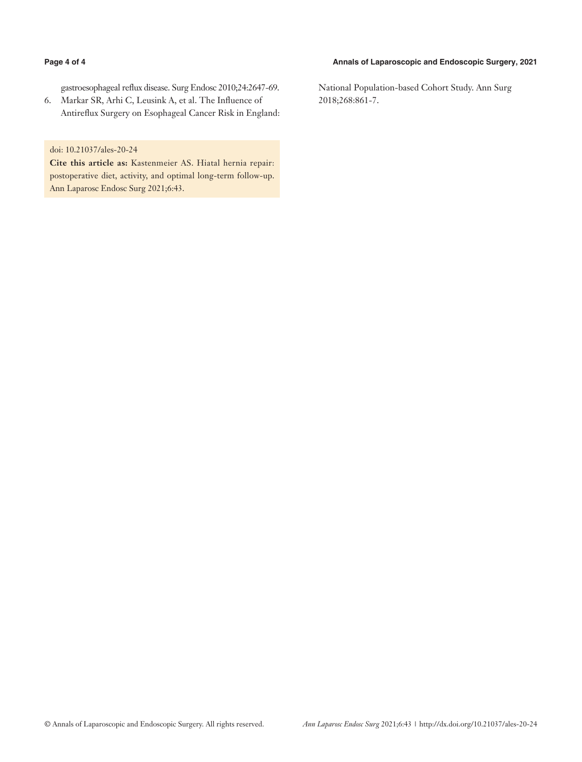gastroesophageal reflux disease. Surg Endosc 2010;24:2647-69.

6. Markar SR, Arhi C, Leusink A, et al. The Influence of Antireflux Surgery on Esophageal Cancer Risk in England: National Population-based Cohort Study. Ann Surg 2018;268:861-7.

doi: 10.21037/ales-20-24

**Cite this article as:** Kastenmeier AS. Hiatal hernia repair: postoperative diet, activity, and optimal long-term follow-up. Ann Laparosc Endosc Surg 2021;6:43.